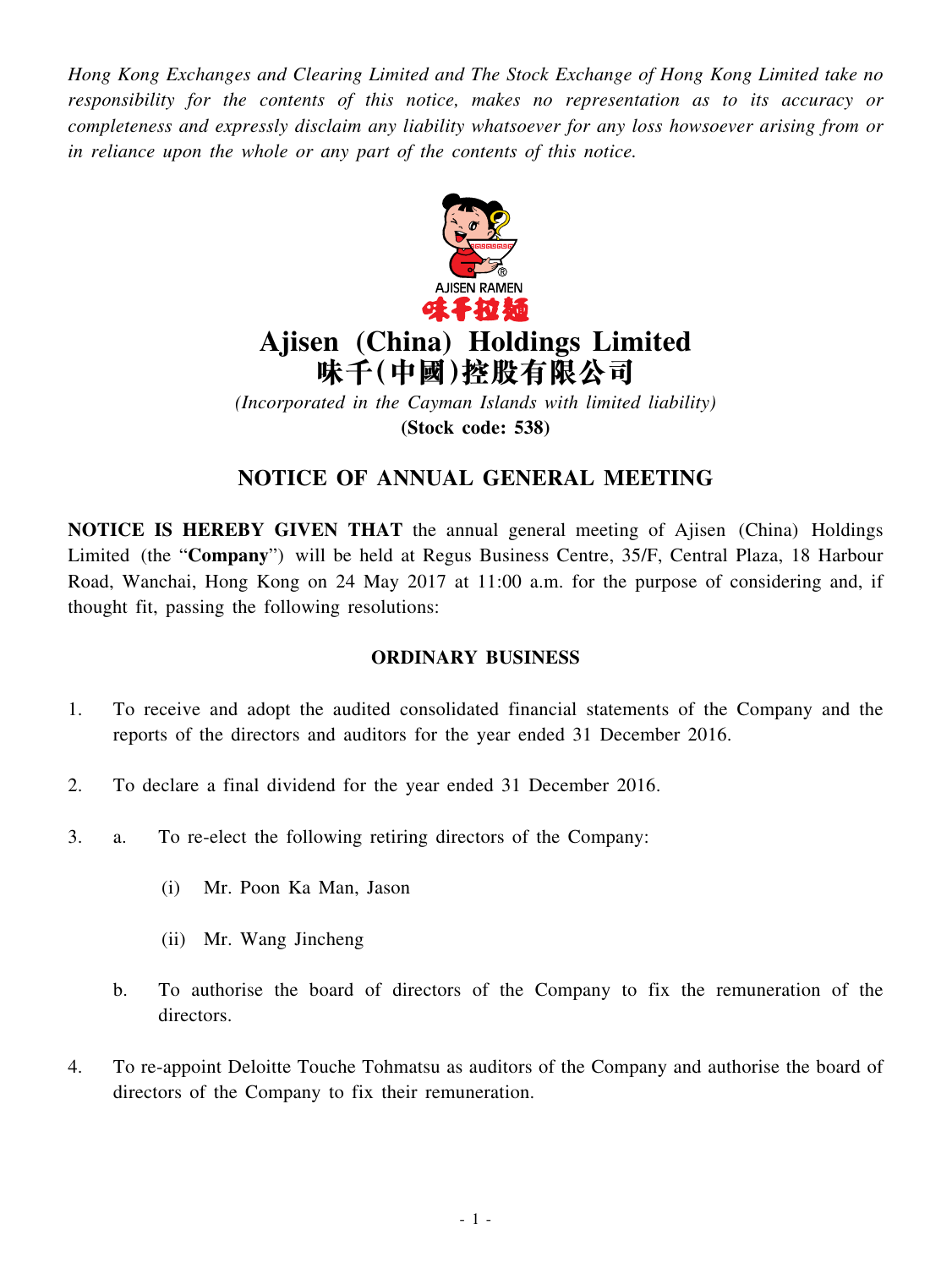*Hong Kong Exchanges and Clearing Limited and The Stock Exchange of Hong Kong Limited take no responsibility for the contents of this notice, makes no representation as to its accuracy or completeness and expressly disclaim any liability whatsoever for any loss howsoever arising from or in reliance upon the whole or any part of the contents of this notice.*

AJISEN RAMEN
味千拉麵

# Ajisen (China) Holdings Limited
# 味千(中國)控股有限公司

*(Incorporated in the Cayman Islands with limited liability)*

**(Stock code: 538)**

## NOTICE OF ANNUAL GENERAL MEETING

**NOTICE IS HEREBY GIVEN THAT** the annual general meeting of Ajisen (China) Holdings Limited (the "**Company**") will be held at Regus Business Centre, 35/F, Central Plaza, 18 Harbour Road, Wanchai, Hong Kong on 24 May 2017 at 11:00 a.m. for the purpose of considering and, if thought fit, passing the following resolutions:

### ORDINARY BUSINESS

1. To receive and adopt the audited consolidated financial statements of the Company and the reports of the directors and auditors for the year ended 31 December 2016.

2. To declare a final dividend for the year ended 31 December 2016.

3. a. To re-elect the following retiring directors of the Company:

   (i) Mr. Poon Ka Man, Jason

   (ii) Mr. Wang Jincheng

   b. To authorise the board of directors of the Company to fix the remuneration of the directors.

4. To re-appoint Deloitte Touche Tohmatsu as auditors of the Company and authorise the board of directors of the Company to fix their remuneration.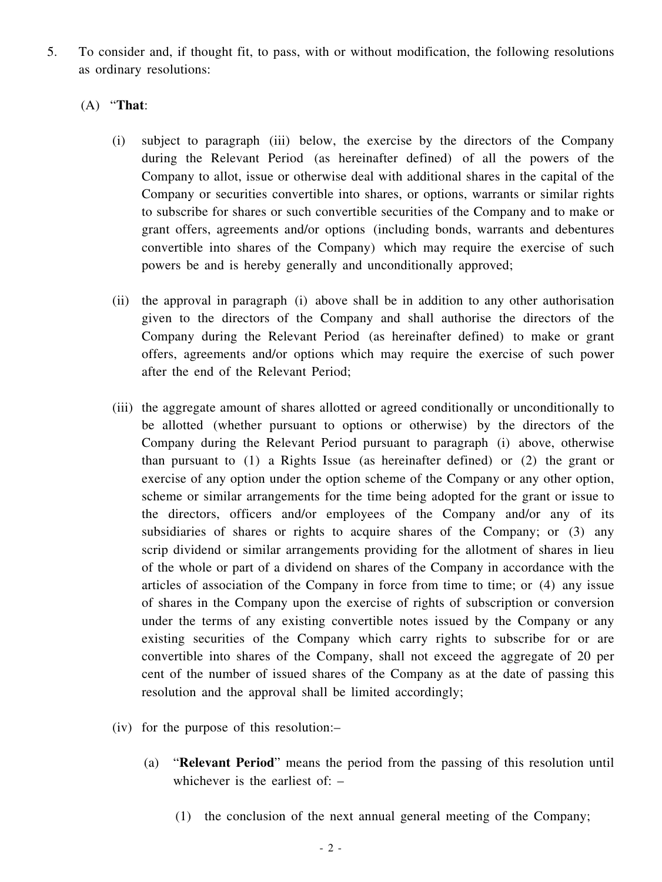5. To consider and, if thought fit, to pass, with or without modification, the following resolutions as ordinary resolutions:

(A) "**That**:

(i) subject to paragraph (iii) below, the exercise by the directors of the Company during the Relevant Period (as hereinafter defined) of all the powers of the Company to allot, issue or otherwise deal with additional shares in the capital of the Company or securities convertible into shares, or options, warrants or similar rights to subscribe for shares or such convertible securities of the Company and to make or grant offers, agreements and/or options (including bonds, warrants and debentures convertible into shares of the Company) which may require the exercise of such powers be and is hereby generally and unconditionally approved;

(ii) the approval in paragraph (i) above shall be in addition to any other authorisation given to the directors of the Company and shall authorise the directors of the Company during the Relevant Period (as hereinafter defined) to make or grant offers, agreements and/or options which may require the exercise of such power after the end of the Relevant Period;

(iii) the aggregate amount of shares allotted or agreed conditionally or unconditionally to be allotted (whether pursuant to options or otherwise) by the directors of the Company during the Relevant Period pursuant to paragraph (i) above, otherwise than pursuant to (1) a Rights Issue (as hereinafter defined) or (2) the grant or exercise of any option under the option scheme of the Company or any other option, scheme or similar arrangements for the time being adopted for the grant or issue to the directors, officers and/or employees of the Company and/or any of its subsidiaries of shares or rights to acquire shares of the Company; or (3) any scrip dividend or similar arrangements providing for the allotment of shares in lieu of the whole or part of a dividend on shares of the Company in accordance with the articles of association of the Company in force from time to time; or (4) any issue of shares in the Company upon the exercise of rights of subscription or conversion under the terms of any existing convertible notes issued by the Company or any existing securities of the Company which carry rights to subscribe for or are convertible into shares of the Company, shall not exceed the aggregate of 20 per cent of the number of issued shares of the Company as at the date of passing this resolution and the approval shall be limited accordingly;

(iv) for the purpose of this resolution:–

(a) "**Relevant Period**" means the period from the passing of this resolution until whichever is the earliest of: –

(1) the conclusion of the next annual general meeting of the Company;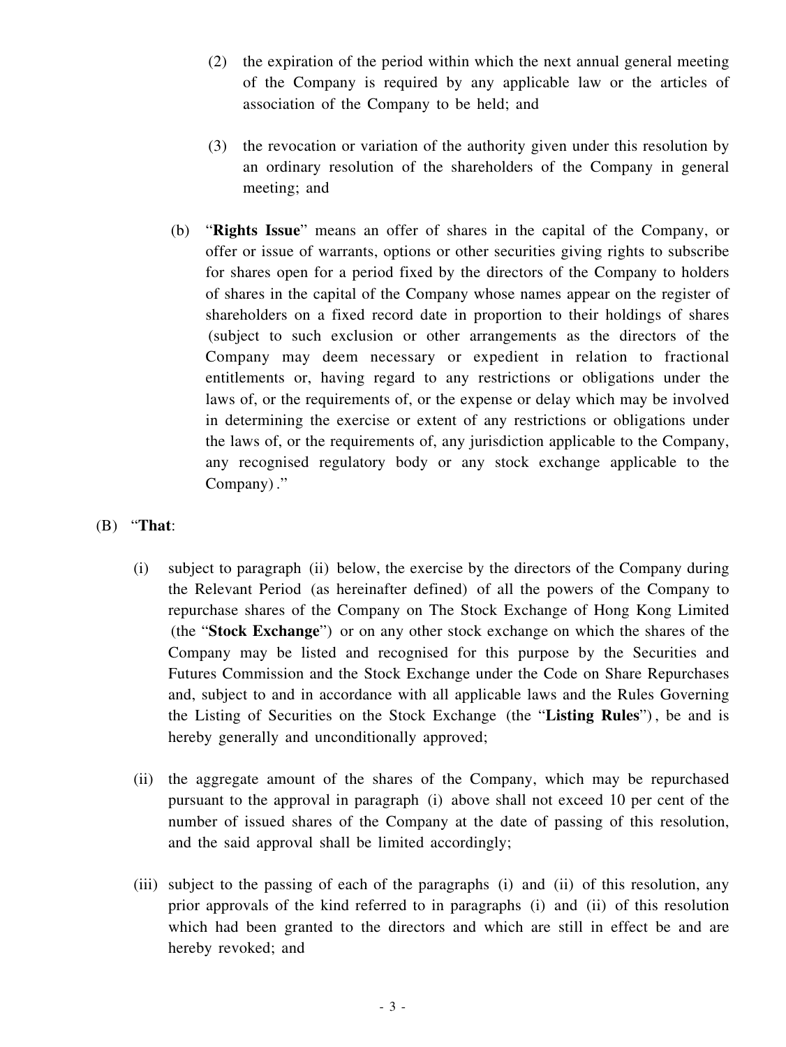(2) the expiration of the period within which the next annual general meeting of the Company is required by any applicable law or the articles of association of the Company to be held; and

(3) the revocation or variation of the authority given under this resolution by an ordinary resolution of the shareholders of the Company in general meeting; and

(b) "**Rights Issue**" means an offer of shares in the capital of the Company, or offer or issue of warrants, options or other securities giving rights to subscribe for shares open for a period fixed by the directors of the Company to holders of shares in the capital of the Company whose names appear on the register of shareholders on a fixed record date in proportion to their holdings of shares (subject to such exclusion or other arrangements as the directors of the Company may deem necessary or expedient in relation to fractional entitlements or, having regard to any restrictions or obligations under the laws of, or the requirements of, or the expense or delay which may be involved in determining the exercise or extent of any restrictions or obligations under the laws of, or the requirements of, any jurisdiction applicable to the Company, any recognised regulatory body or any stock exchange applicable to the Company)."

(B) "**That**:

(i) subject to paragraph (ii) below, the exercise by the directors of the Company during the Relevant Period (as hereinafter defined) of all the powers of the Company to repurchase shares of the Company on The Stock Exchange of Hong Kong Limited (the "**Stock Exchange**") or on any other stock exchange on which the shares of the Company may be listed and recognised for this purpose by the Securities and Futures Commission and the Stock Exchange under the Code on Share Repurchases and, subject to and in accordance with all applicable laws and the Rules Governing the Listing of Securities on the Stock Exchange (the "**Listing Rules**"), be and is hereby generally and unconditionally approved;

(ii) the aggregate amount of the shares of the Company, which may be repurchased pursuant to the approval in paragraph (i) above shall not exceed 10 per cent of the number of issued shares of the Company at the date of passing of this resolution, and the said approval shall be limited accordingly;

(iii) subject to the passing of each of the paragraphs (i) and (ii) of this resolution, any prior approvals of the kind referred to in paragraphs (i) and (ii) of this resolution which had been granted to the directors and which are still in effect be and are hereby revoked; and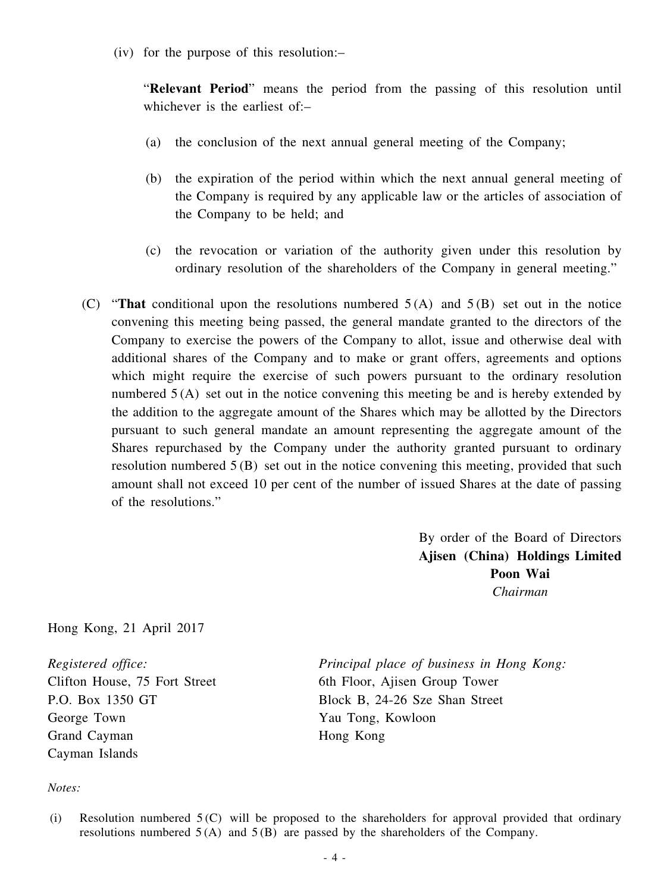(iv) for the purpose of this resolution:–

"**Relevant Period**" means the period from the passing of this resolution until whichever is the earliest of:–

(a) the conclusion of the next annual general meeting of the Company;

(b) the expiration of the period within which the next annual general meeting of the Company is required by any applicable law or the articles of association of the Company to be held; and

(c) the revocation or variation of the authority given under this resolution by ordinary resolution of the shareholders of the Company in general meeting."

(C) "**That** conditional upon the resolutions numbered 5(A) and 5(B) set out in the notice convening this meeting being passed, the general mandate granted to the directors of the Company to exercise the powers of the Company to allot, issue and otherwise deal with additional shares of the Company and to make or grant offers, agreements and options which might require the exercise of such powers pursuant to the ordinary resolution numbered 5(A) set out in the notice convening this meeting be and is hereby extended by the addition to the aggregate amount of the Shares which may be allotted by the Directors pursuant to such general mandate an amount representing the aggregate amount of the Shares repurchased by the Company under the authority granted pursuant to ordinary resolution numbered 5(B) set out in the notice convening this meeting, provided that such amount shall not exceed 10 per cent of the number of issued Shares at the date of passing of the resolutions."

By order of the Board of Directors
**Ajisen (China) Holdings Limited**
**Poon Wai**
*Chairman*

Hong Kong, 21 April 2017

*Registered office:*
Clifton House, 75 Fort Street
P.O. Box 1350 GT
George Town
Grand Cayman
Cayman Islands

*Principal place of business in Hong Kong:*
6th Floor, Ajisen Group Tower
Block B, 24-26 Sze Shan Street
Yau Tong, Kowloon
Hong Kong

*Notes:*

(i) Resolution numbered 5(C) will be proposed to the shareholders for approval provided that ordinary resolutions numbered 5(A) and 5(B) are passed by the shareholders of the Company.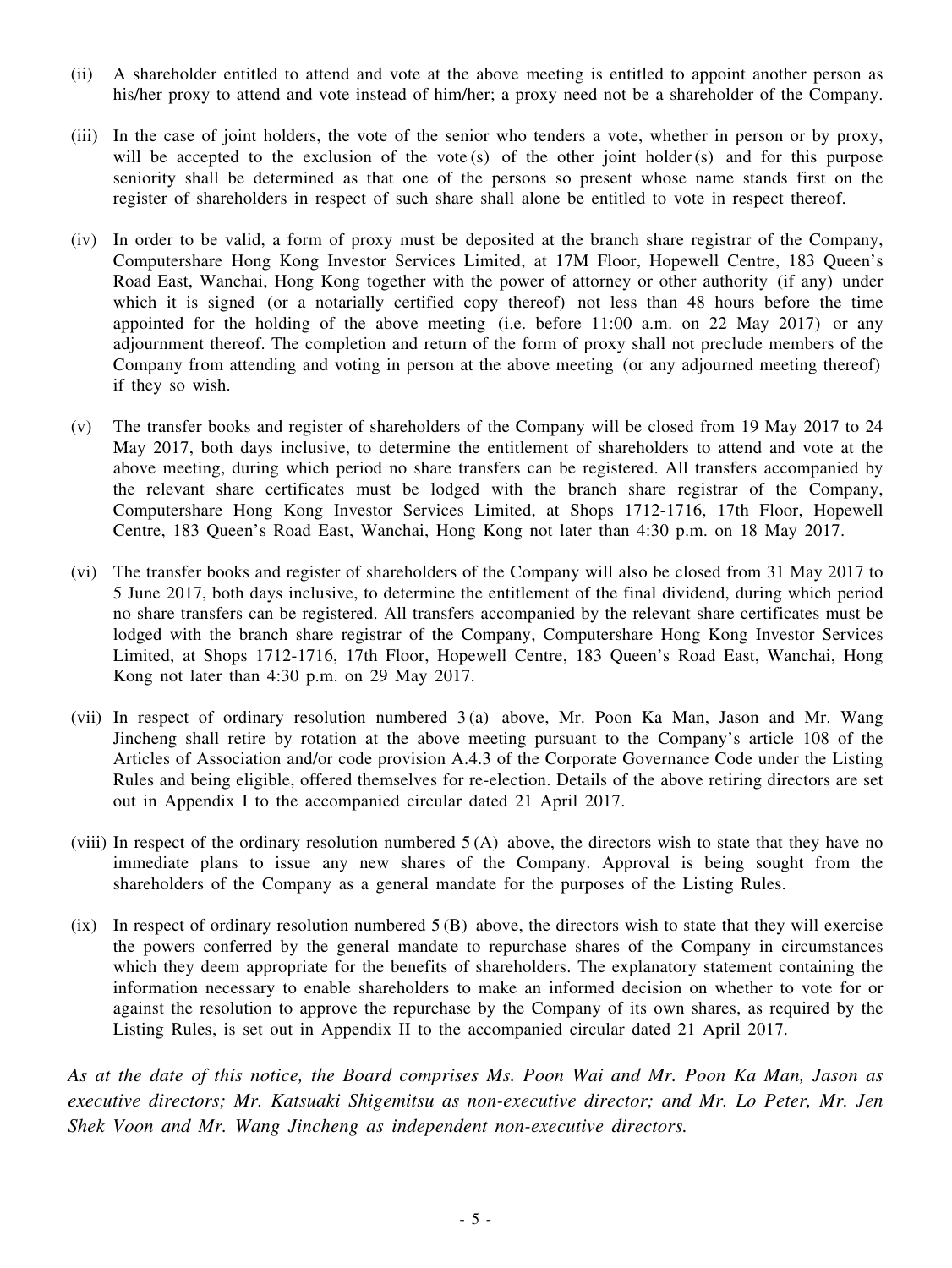(ii) A shareholder entitled to attend and vote at the above meeting is entitled to appoint another person as his/her proxy to attend and vote instead of him/her; a proxy need not be a shareholder of the Company.

(iii) In the case of joint holders, the vote of the senior who tenders a vote, whether in person or by proxy, will be accepted to the exclusion of the vote(s) of the other joint holder(s) and for this purpose seniority shall be determined as that one of the persons so present whose name stands first on the register of shareholders in respect of such share shall alone be entitled to vote in respect thereof.

(iv) In order to be valid, a form of proxy must be deposited at the branch share registrar of the Company, Computershare Hong Kong Investor Services Limited, at 17M Floor, Hopewell Centre, 183 Queen's Road East, Wanchai, Hong Kong together with the power of attorney or other authority (if any) under which it is signed (or a notarially certified copy thereof) not less than 48 hours before the time appointed for the holding of the above meeting (i.e. before 11:00 a.m. on 22 May 2017) or any adjournment thereof. The completion and return of the form of proxy shall not preclude members of the Company from attending and voting in person at the above meeting (or any adjourned meeting thereof) if they so wish.

(v) The transfer books and register of shareholders of the Company will be closed from 19 May 2017 to 24 May 2017, both days inclusive, to determine the entitlement of shareholders to attend and vote at the above meeting, during which period no share transfers can be registered. All transfers accompanied by the relevant share certificates must be lodged with the branch share registrar of the Company, Computershare Hong Kong Investor Services Limited, at Shops 1712-1716, 17th Floor, Hopewell Centre, 183 Queen's Road East, Wanchai, Hong Kong not later than 4:30 p.m. on 18 May 2017.

(vi) The transfer books and register of shareholders of the Company will also be closed from 31 May 2017 to 5 June 2017, both days inclusive, to determine the entitlement of the final dividend, during which period no share transfers can be registered. All transfers accompanied by the relevant share certificates must be lodged with the branch share registrar of the Company, Computershare Hong Kong Investor Services Limited, at Shops 1712-1716, 17th Floor, Hopewell Centre, 183 Queen's Road East, Wanchai, Hong Kong not later than 4:30 p.m. on 29 May 2017.

(vii) In respect of ordinary resolution numbered 3(a) above, Mr. Poon Ka Man, Jason and Mr. Wang Jincheng shall retire by rotation at the above meeting pursuant to the Company's article 108 of the Articles of Association and/or code provision A.4.3 of the Corporate Governance Code under the Listing Rules and being eligible, offered themselves for re-election. Details of the above retiring directors are set out in Appendix I to the accompanied circular dated 21 April 2017.

(viii) In respect of the ordinary resolution numbered 5(A) above, the directors wish to state that they have no immediate plans to issue any new shares of the Company. Approval is being sought from the shareholders of the Company as a general mandate for the purposes of the Listing Rules.

(ix) In respect of ordinary resolution numbered 5(B) above, the directors wish to state that they will exercise the powers conferred by the general mandate to repurchase shares of the Company in circumstances which they deem appropriate for the benefits of shareholders. The explanatory statement containing the information necessary to enable shareholders to make an informed decision on whether to vote for or against the resolution to approve the repurchase by the Company of its own shares, as required by the Listing Rules, is set out in Appendix II to the accompanied circular dated 21 April 2017.

*As at the date of this notice, the Board comprises Ms. Poon Wai and Mr. Poon Ka Man, Jason as executive directors; Mr. Katsuaki Shigemitsu as non-executive director; and Mr. Lo Peter, Mr. Jen Shek Voon and Mr. Wang Jincheng as independent non-executive directors.*